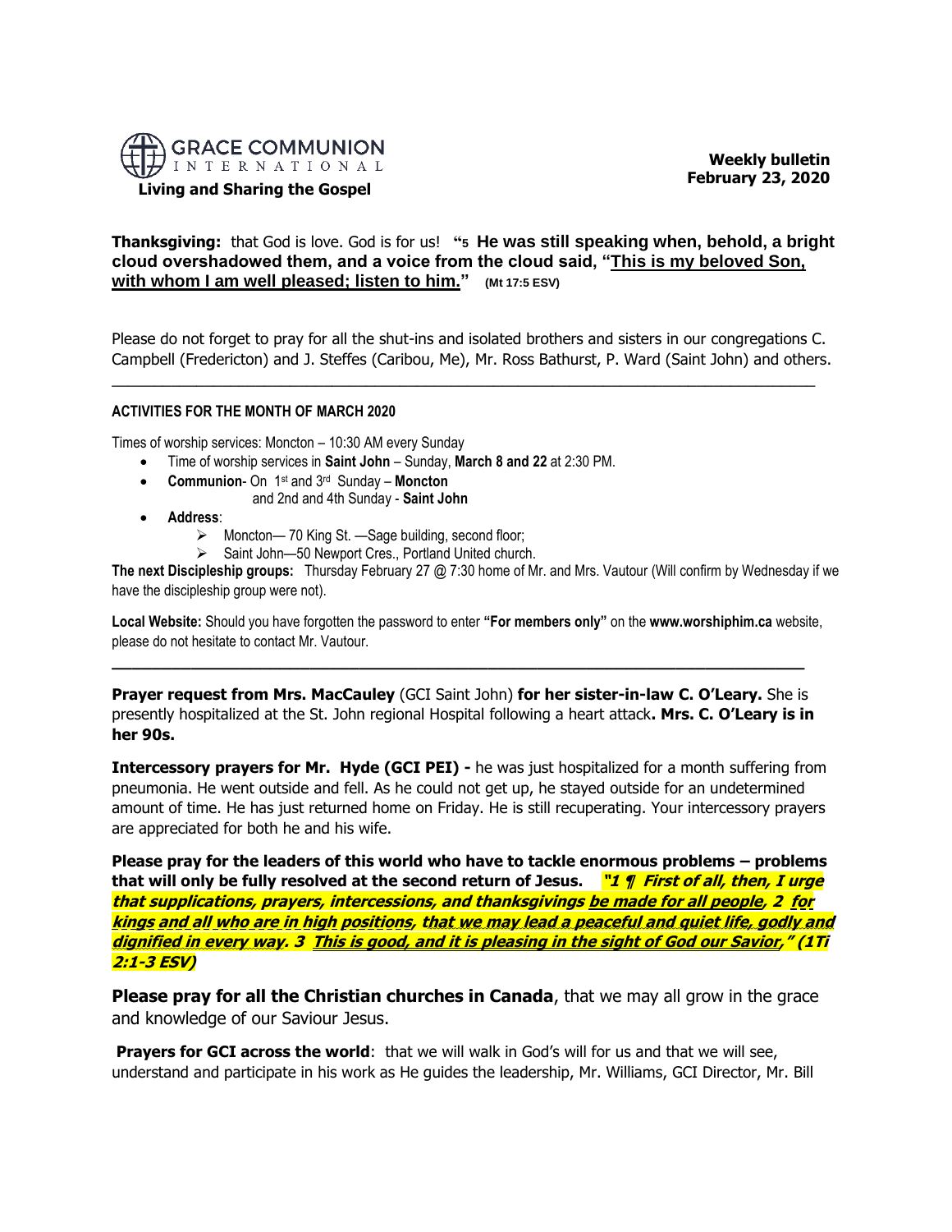**GRACE COMMUNION INTERNATIONAL**
**Living and Sharing the Gospel**

**Weekly bulletin**
**February 23, 2020**

**Thanksgiving:** that God is love. God is for us! **"5 He was still speaking when, behold, a bright cloud overshadowed them, and a voice from the cloud said, "This is my beloved Son, with whom I am well pleased; listen to him." (Mt 17:5 ESV)**

Please do not forget to pray for all the shut-ins and isolated brothers and sisters in our congregations C. Campbell (Fredericton) and J. Steffes (Caribou, Me), Mr. Ross Bathurst, P. Ward (Saint John) and others.

---

**ACTIVITIES FOR THE MONTH OF MARCH 2020**

Times of worship services: Moncton – 10:30 AM every Sunday

- Time of worship services in **Saint John** – Sunday, **March 8 and 22** at 2:30 PM.
- **Communion**- On 1st and 3rd Sunday – **Moncton** and 2nd and 4th Sunday - **Saint John**
- **Address**:
  - Moncton— 70 King St. —Sage building, second floor;
  - Saint John—50 Newport Cres., Portland United church.

**The next Discipleship groups:** Thursday February 27 @ 7:30 home of Mr. and Mrs. Vautour (Will confirm by Wednesday if we have the discipleship group were not).

**Local Website:** Should you have forgotten the password to enter **"For members only"** on the **www.worshiphim.ca** website, please do not hesitate to contact Mr. Vautour.

---

**Prayer request from Mrs. MacCauley** (GCI Saint John) **for her sister-in-law C. O'Leary.** She is presently hospitalized at the St. John regional Hospital following a heart attack**. Mrs. C. O'Leary is in her 90s.**

**Intercessory prayers for Mr. Hyde (GCI PEI) -** he was just hospitalized for a month suffering from pneumonia. He went outside and fell. As he could not get up, he stayed outside for an undetermined amount of time. He has just returned home on Friday. He is still recuperating. Your intercessory prayers are appreciated for both he and his wife.

**Please pray for the leaders of this world who have to tackle enormous problems – problems that will only be fully resolved at the second return of Jesus.** ***"1 ¶ First of all, then, I urge that supplications, prayers, intercessions, and thanksgivings be made for all people, 2 for kings and all who are in high positions, that we may lead a peaceful and quiet life, godly and dignified in every way. 3 This is good, and it is pleasing in the sight of God our Savior," (1Ti 2:1-3 ESV)***

**Please pray for all the Christian churches in Canada**, that we may all grow in the grace and knowledge of our Saviour Jesus.

**Prayers for GCI across the world**: that we will walk in God's will for us and that we will see, understand and participate in his work as He guides the leadership, Mr. Williams, GCI Director, Mr. Bill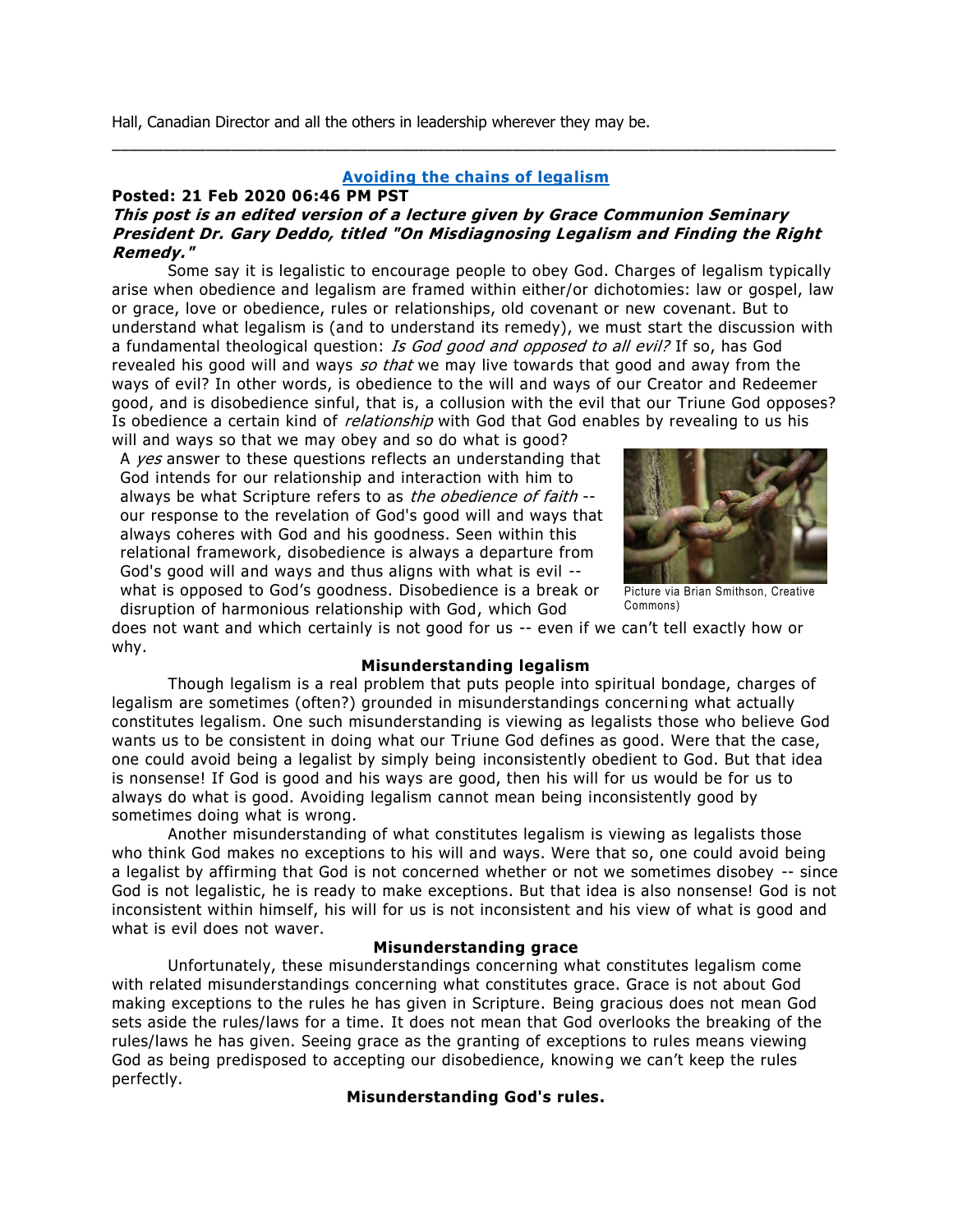Hall, Canadian Director and all the others in leadership wherever they may be.

---

## [Avoiding the chains of legalism]

**Posted: 21 Feb 2020 06:46 PM PST**

***This post is an edited version of a lecture given by Grace Communion Seminary President Dr. Gary Deddo, titled "On Misdiagnosing Legalism and Finding the Right Remedy."***

Some say it is legalistic to encourage people to obey God. Charges of legalism typically arise when obedience and legalism are framed within either/or dichotomies: law or gospel, law or grace, love or obedience, rules or relationships, old covenant or new covenant. But to understand what legalism is (and to understand its remedy), we must start the discussion with a fundamental theological question: *Is God good and opposed to all evil?* If so, has God revealed his good will and ways *so that* we may live towards that good and away from the ways of evil? In other words, is obedience to the will and ways of our Creator and Redeemer good, and is disobedience sinful, that is, a collusion with the evil that our Triune God opposes? Is obedience a certain kind of *relationship* with God that God enables by revealing to us his will and ways so that we may obey and so do what is good?

A *yes* answer to these questions reflects an understanding that God intends for our relationship and interaction with him to always be what Scripture refers to as *the obedience of faith* -- our response to the revelation of God's good will and ways that always coheres with God and his goodness. Seen within this relational framework, disobedience is always a departure from God's good will and ways and thus aligns with what is evil -- what is opposed to God's goodness. Disobedience is a break or disruption of harmonious relationship with God, which God does not want and which certainly is not good for us -- even if we can't tell exactly how or why.

Picture via Brian Smithson, Creative Commons)

### Misunderstanding legalism

Though legalism is a real problem that puts people into spiritual bondage, charges of legalism are sometimes (often?) grounded in misunderstandings concerning what actually constitutes legalism. One such misunderstanding is viewing as legalists those who believe God wants us to be consistent in doing what our Triune God defines as good. Were that the case, one could avoid being a legalist by simply being inconsistently obedient to God. But that idea is nonsense! If God is good and his ways are good, then his will for us would be for us to always do what is good. Avoiding legalism cannot mean being inconsistently good by sometimes doing what is wrong.

Another misunderstanding of what constitutes legalism is viewing as legalists those who think God makes no exceptions to his will and ways. Were that so, one could avoid being a legalist by affirming that God is not concerned whether or not we sometimes disobey -- since God is not legalistic, he is ready to make exceptions. But that idea is also nonsense! God is not inconsistent within himself, his will for us is not inconsistent and his view of what is good and what is evil does not waver.

### Misunderstanding grace

Unfortunately, these misunderstandings concerning what constitutes legalism come with related misunderstandings concerning what constitutes grace. Grace is not about God making exceptions to the rules he has given in Scripture. Being gracious does not mean God sets aside the rules/laws for a time. It does not mean that God overlooks the breaking of the rules/laws he has given. Seeing grace as the granting of exceptions to rules means viewing God as being predisposed to accepting our disobedience, knowing we can't keep the rules perfectly.

### Misunderstanding God's rules.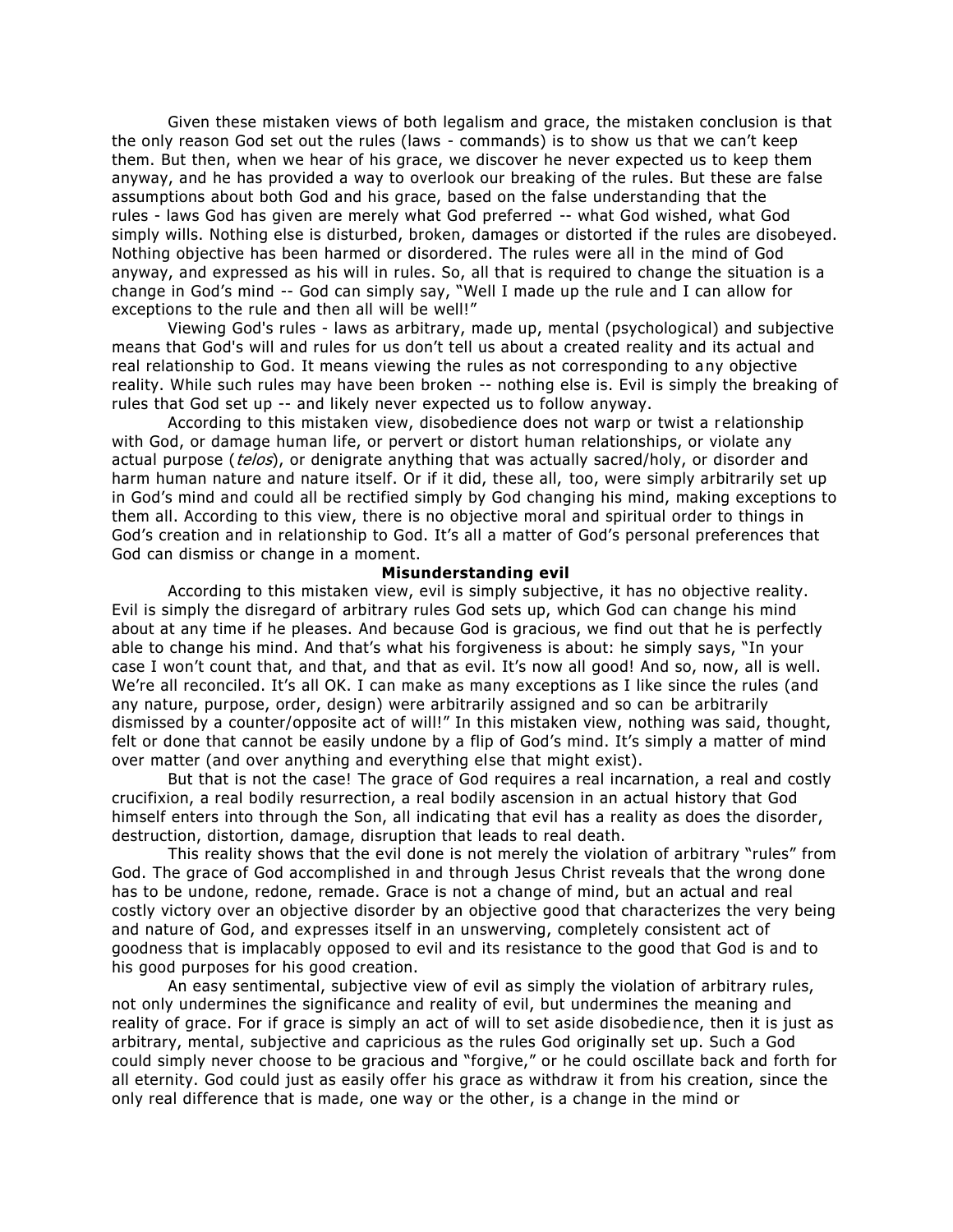Given these mistaken views of both legalism and grace, the mistaken conclusion is that the only reason God set out the rules (laws - commands) is to show us that we can't keep them. But then, when we hear of his grace, we discover he never expected us to keep them anyway, and he has provided a way to overlook our breaking of the rules. But these are false assumptions about both God and his grace, based on the false understanding that the rules - laws God has given are merely what God preferred -- what God wished, what God simply wills. Nothing else is disturbed, broken, damages or distorted if the rules are disobeyed. Nothing objective has been harmed or disordered. The rules were all in the mind of God anyway, and expressed as his will in rules. So, all that is required to change the situation is a change in God's mind -- God can simply say, "Well I made up the rule and I can allow for exceptions to the rule and then all will be well!"

Viewing God's rules - laws as arbitrary, made up, mental (psychological) and subjective means that God's will and rules for us don't tell us about a created reality and its actual and real relationship to God. It means viewing the rules as not corresponding to any objective reality. While such rules may have been broken -- nothing else is. Evil is simply the breaking of rules that God set up -- and likely never expected us to follow anyway.

According to this mistaken view, disobedience does not warp or twist a relationship with God, or damage human life, or pervert or distort human relationships, or violate any actual purpose (*telos*), or denigrate anything that was actually sacred/holy, or disorder and harm human nature and nature itself. Or if it did, these all, too, were simply arbitrarily set up in God's mind and could all be rectified simply by God changing his mind, making exceptions to them all. According to this view, there is no objective moral and spiritual order to things in God's creation and in relationship to God. It's all a matter of God's personal preferences that God can dismiss or change in a moment.

**Misunderstanding evil**

According to this mistaken view, evil is simply subjective, it has no objective reality. Evil is simply the disregard of arbitrary rules God sets up, which God can change his mind about at any time if he pleases. And because God is gracious, we find out that he is perfectly able to change his mind. And that's what his forgiveness is about: he simply says, "In your case I won't count that, and that, and that as evil. It's now all good! And so, now, all is well. We're all reconciled. It's all OK. I can make as many exceptions as I like since the rules (and any nature, purpose, order, design) were arbitrarily assigned and so can be arbitrarily dismissed by a counter/opposite act of will!" In this mistaken view, nothing was said, thought, felt or done that cannot be easily undone by a flip of God's mind. It's simply a matter of mind over matter (and over anything and everything else that might exist).

But that is not the case! The grace of God requires a real incarnation, a real and costly crucifixion, a real bodily resurrection, a real bodily ascension in an actual history that God himself enters into through the Son, all indicating that evil has a reality as does the disorder, destruction, distortion, damage, disruption that leads to real death.

This reality shows that the evil done is not merely the violation of arbitrary "rules" from God. The grace of God accomplished in and through Jesus Christ reveals that the wrong done has to be undone, redone, remade. Grace is not a change of mind, but an actual and real costly victory over an objective disorder by an objective good that characterizes the very being and nature of God, and expresses itself in an unswerving, completely consistent act of goodness that is implacably opposed to evil and its resistance to the good that God is and to his good purposes for his good creation.

An easy sentimental, subjective view of evil as simply the violation of arbitrary rules, not only undermines the significance and reality of evil, but undermines the meaning and reality of grace. For if grace is simply an act of will to set aside disobedience, then it is just as arbitrary, mental, subjective and capricious as the rules God originally set up. Such a God could simply never choose to be gracious and "forgive," or he could oscillate back and forth for all eternity. God could just as easily offer his grace as withdraw it from his creation, since the only real difference that is made, one way or the other, is a change in the mind or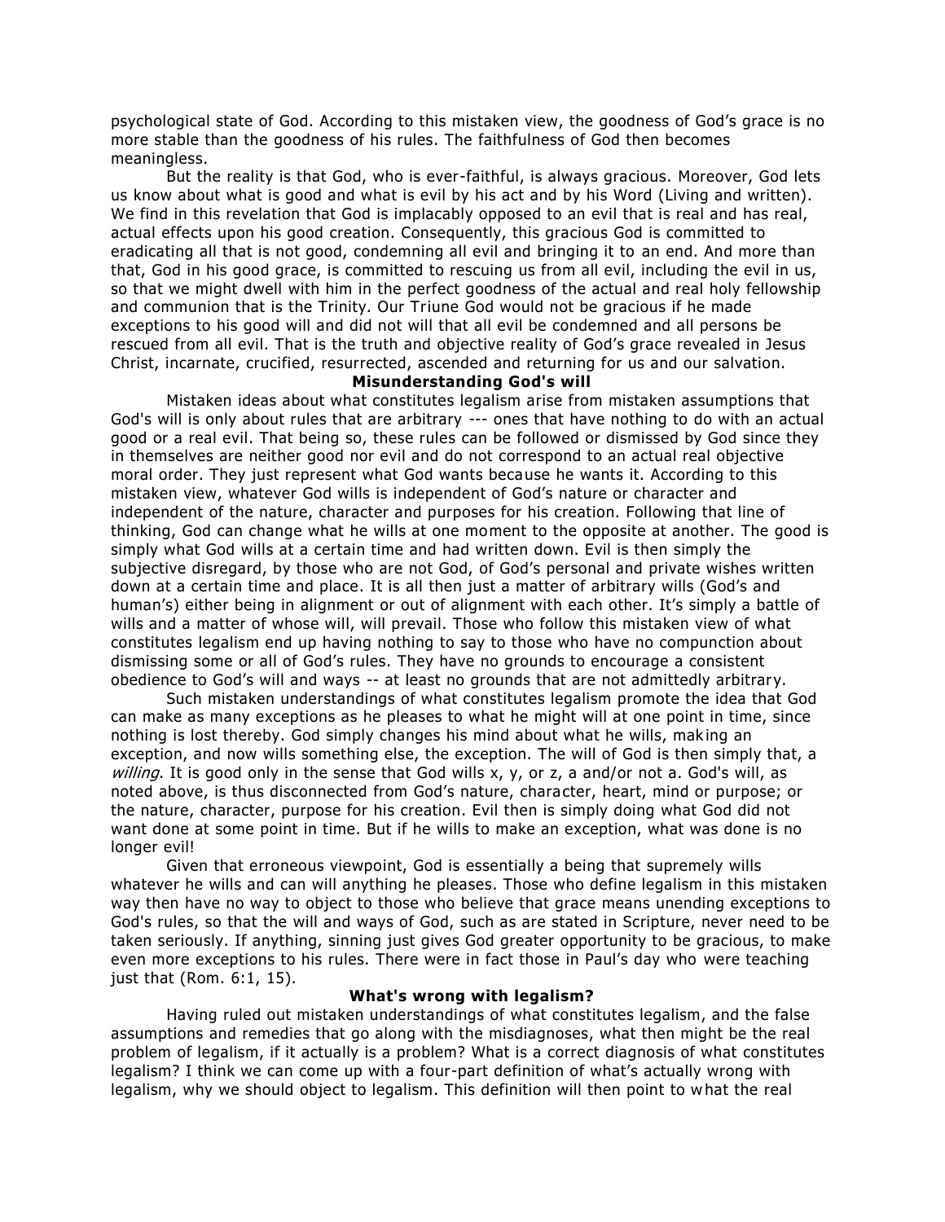psychological state of God. According to this mistaken view, the goodness of God's grace is no more stable than the goodness of his rules. The faithfulness of God then becomes meaningless.

But the reality is that God, who is ever-faithful, is always gracious. Moreover, God lets us know about what is good and what is evil by his act and by his Word (Living and written). We find in this revelation that God is implacably opposed to an evil that is real and has real, actual effects upon his good creation. Consequently, this gracious God is committed to eradicating all that is not good, condemning all evil and bringing it to an end. And more than that, God in his good grace, is committed to rescuing us from all evil, including the evil in us, so that we might dwell with him in the perfect goodness of the actual and real holy fellowship and communion that is the Trinity. Our Triune God would not be gracious if he made exceptions to his good will and did not will that all evil be condemned and all persons be rescued from all evil. That is the truth and objective reality of God's grace revealed in Jesus Christ, incarnate, crucified, resurrected, ascended and returning for us and our salvation.

## Misunderstanding God's will

Mistaken ideas about what constitutes legalism arise from mistaken assumptions that God's will is only about rules that are arbitrary --- ones that have nothing to do with an actual good or a real evil. That being so, these rules can be followed or dismissed by God since they in themselves are neither good nor evil and do not correspond to an actual real objective moral order. They just represent what God wants because he wants it. According to this mistaken view, whatever God wills is independent of God's nature or character and independent of the nature, character and purposes for his creation. Following that line of thinking, God can change what he wills at one moment to the opposite at another. The good is simply what God wills at a certain time and had written down. Evil is then simply the subjective disregard, by those who are not God, of God's personal and private wishes written down at a certain time and place. It is all then just a matter of arbitrary wills (God's and human's) either being in alignment or out of alignment with each other. It's simply a battle of wills and a matter of whose will, will prevail. Those who follow this mistaken view of what constitutes legalism end up having nothing to say to those who have no compunction about dismissing some or all of God's rules. They have no grounds to encourage a consistent obedience to God's will and ways -- at least no grounds that are not admittedly arbitrary.

Such mistaken understandings of what constitutes legalism promote the idea that God can make as many exceptions as he pleases to what he might will at one point in time, since nothing is lost thereby. God simply changes his mind about what he wills, making an exception, and now wills something else, the exception. The will of God is then simply that, a *willing*. It is good only in the sense that God wills x, y, or z, a and/or not a. God's will, as noted above, is thus disconnected from God's nature, character, heart, mind or purpose; or the nature, character, purpose for his creation. Evil then is simply doing what God did not want done at some point in time. But if he wills to make an exception, what was done is no longer evil!

Given that erroneous viewpoint, God is essentially a being that supremely wills whatever he wills and can will anything he pleases. Those who define legalism in this mistaken way then have no way to object to those who believe that grace means unending exceptions to God's rules, so that the will and ways of God, such as are stated in Scripture, never need to be taken seriously. If anything, sinning just gives God greater opportunity to be gracious, to make even more exceptions to his rules. There were in fact those in Paul's day who were teaching just that (Rom. 6:1, 15).

## What's wrong with legalism?

Having ruled out mistaken understandings of what constitutes legalism, and the false assumptions and remedies that go along with the misdiagnoses, what then might be the real problem of legalism, if it actually is a problem? What is a correct diagnosis of what constitutes legalism? I think we can come up with a four-part definition of what's actually wrong with legalism, why we should object to legalism. This definition will then point to what the real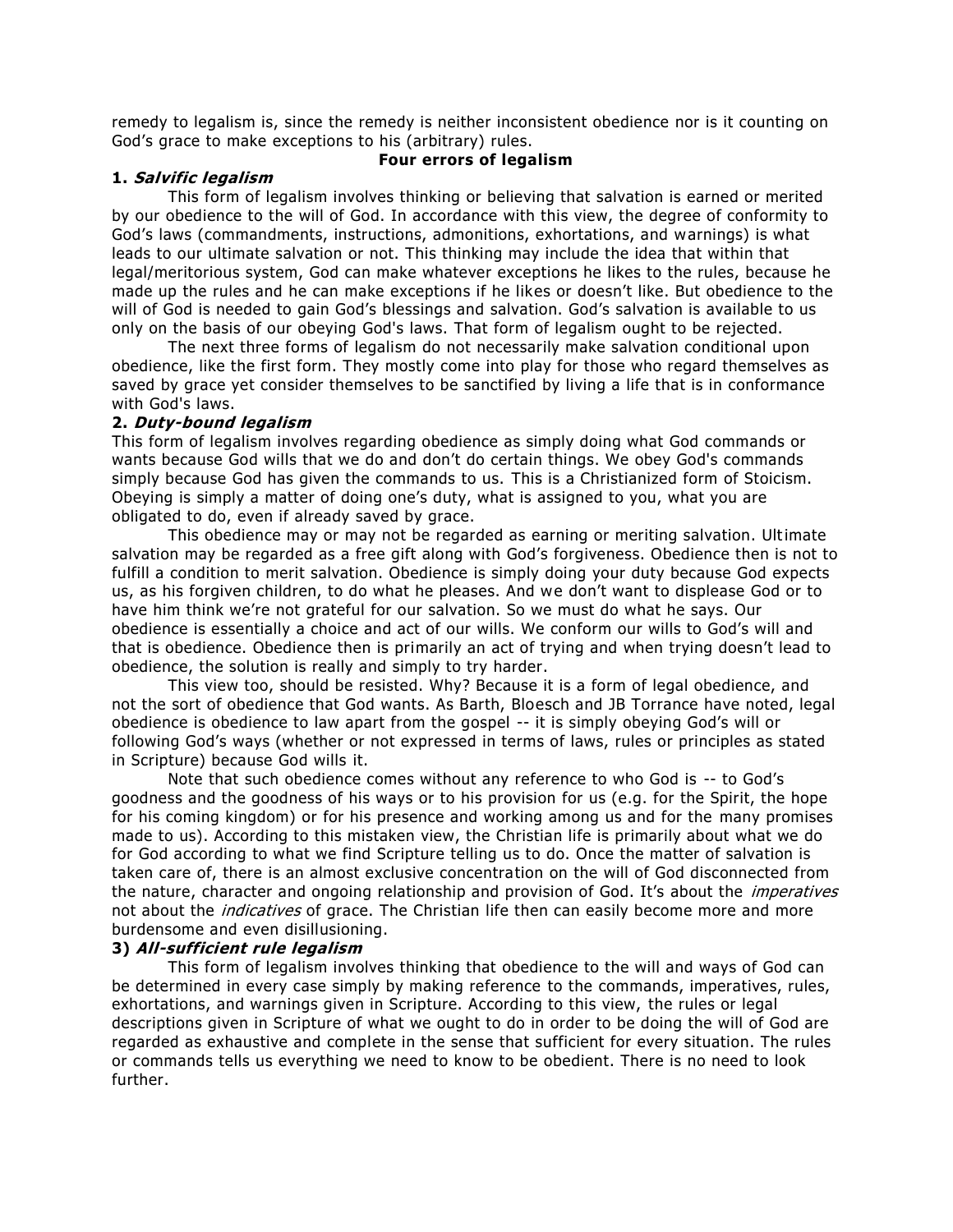remedy to legalism is, since the remedy is neither inconsistent obedience nor is it counting on God's grace to make exceptions to his (arbitrary) rules.

## Four errors of legalism

### 1. *Salvific legalism*

This form of legalism involves thinking or believing that salvation is earned or merited by our obedience to the will of God. In accordance with this view, the degree of conformity to God's laws (commandments, instructions, admonitions, exhortations, and warnings) is what leads to our ultimate salvation or not. This thinking may include the idea that within that legal/meritorious system, God can make whatever exceptions he likes to the rules, because he made up the rules and he can make exceptions if he likes or doesn't like. But obedience to the will of God is needed to gain God's blessings and salvation. God's salvation is available to us only on the basis of our obeying God's laws. That form of legalism ought to be rejected.

The next three forms of legalism do not necessarily make salvation conditional upon obedience, like the first form. They mostly come into play for those who regard themselves as saved by grace yet consider themselves to be sanctified by living a life that is in conformance with God's laws.

### 2. *Duty-bound legalism*

This form of legalism involves regarding obedience as simply doing what God commands or wants because God wills that we do and don't do certain things. We obey God's commands simply because God has given the commands to us. This is a Christianized form of Stoicism. Obeying is simply a matter of doing one's duty, what is assigned to you, what you are obligated to do, even if already saved by grace.

This obedience may or may not be regarded as earning or meriting salvation. Ultimate salvation may be regarded as a free gift along with God's forgiveness. Obedience then is not to fulfill a condition to merit salvation. Obedience is simply doing your duty because God expects us, as his forgiven children, to do what he pleases. And we don't want to displease God or to have him think we're not grateful for our salvation. So we must do what he says. Our obedience is essentially a choice and act of our wills. We conform our wills to God's will and that is obedience. Obedience then is primarily an act of trying and when trying doesn't lead to obedience, the solution is really and simply to try harder.

This view too, should be resisted. Why? Because it is a form of legal obedience, and not the sort of obedience that God wants. As Barth, Bloesch and JB Torrance have noted, legal obedience is obedience to law apart from the gospel -- it is simply obeying God's will or following God's ways (whether or not expressed in terms of laws, rules or principles as stated in Scripture) because God wills it.

Note that such obedience comes without any reference to who God is -- to God's goodness and the goodness of his ways or to his provision for us (e.g. for the Spirit, the hope for his coming kingdom) or for his presence and working among us and for the many promises made to us). According to this mistaken view, the Christian life is primarily about what we do for God according to what we find Scripture telling us to do. Once the matter of salvation is taken care of, there is an almost exclusive concentration on the will of God disconnected from the nature, character and ongoing relationship and provision of God. It's about the *imperatives* not about the *indicatives* of grace. The Christian life then can easily become more and more burdensome and even disillusioning.

### 3) *All-sufficient rule legalism*

This form of legalism involves thinking that obedience to the will and ways of God can be determined in every case simply by making reference to the commands, imperatives, rules, exhortations, and warnings given in Scripture. According to this view, the rules or legal descriptions given in Scripture of what we ought to do in order to be doing the will of God are regarded as exhaustive and complete in the sense that sufficient for every situation. The rules or commands tells us everything we need to know to be obedient. There is no need to look further.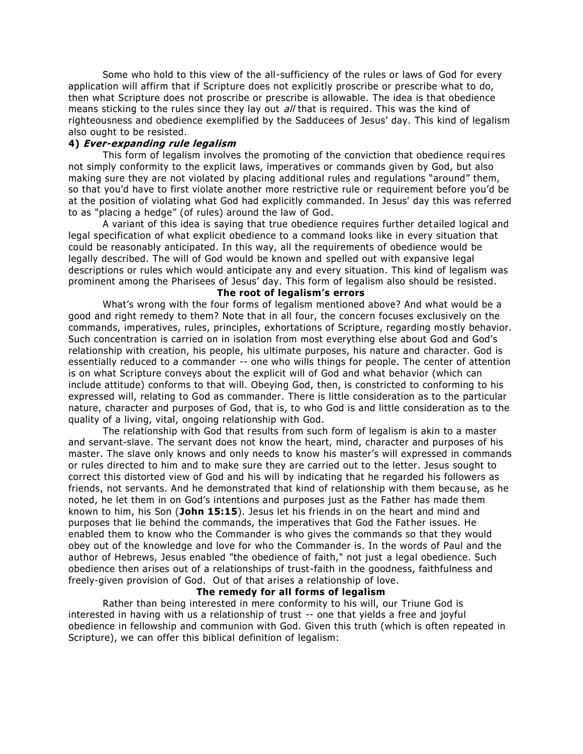Some who hold to this view of the all-sufficiency of the rules or laws of God for every application will affirm that if Scripture does not explicitly proscribe or prescribe what to do, then what Scripture does not proscribe or prescribe is allowable. The idea is that obedience means sticking to the rules since they lay out *all* that is required. This was the kind of righteousness and obedience exemplified by the Sadducees of Jesus' day. This kind of legalism also ought to be resisted.

**4) *Ever-expanding rule legalism***

This form of legalism involves the promoting of the conviction that obedience requires not simply conformity to the explicit laws, imperatives or commands given by God, but also making sure they are not violated by placing additional rules and regulations "around" them, so that you'd have to first violate another more restrictive rule or requirement before you'd be at the position of violating what God had explicitly commanded. In Jesus' day this was referred to as "placing a hedge" (of rules) around the law of God.

A variant of this idea is saying that true obedience requires further detailed logical and legal specification of what explicit obedience to a command looks like in every situation that could be reasonably anticipated. In this way, all the requirements of obedience would be legally described. The will of God would be known and spelled out with expansive legal descriptions or rules which would anticipate any and every situation. This kind of legalism was prominent among the Pharisees of Jesus' day. This form of legalism also should be resisted.

**The root of legalism's errors**

What's wrong with the four forms of legalism mentioned above? And what would be a good and right remedy to them? Note that in all four, the concern focuses exclusively on the commands, imperatives, rules, principles, exhortations of Scripture, regarding mostly behavior. Such concentration is carried on in isolation from most everything else about God and God's relationship with creation, his people, his ultimate purposes, his nature and character. God is essentially reduced to a commander -- one who wills things for people. The center of attention is on what Scripture conveys about the explicit will of God and what behavior (which can include attitude) conforms to that will. Obeying God, then, is constricted to conforming to his expressed will, relating to God as commander. There is little consideration as to the particular nature, character and purposes of God, that is, to who God is and little consideration as to the quality of a living, vital, ongoing relationship with God.

The relationship with God that results from such form of legalism is akin to a master and servant-slave. The servant does not know the heart, mind, character and purposes of his master. The slave only knows and only needs to know his master's will expressed in commands or rules directed to him and to make sure they are carried out to the letter. Jesus sought to correct this distorted view of God and his will by indicating that he regarded his followers as friends, not servants. And he demonstrated that kind of relationship with them because, as he noted, he let them in on God's intentions and purposes just as the Father has made them known to him, his Son (**John 15:15**). Jesus let his friends in on the heart and mind and purposes that lie behind the commands, the imperatives that God the Father issues. He enabled them to know who the Commander is who gives the commands so that they would obey out of the knowledge and love for who the Commander is. In the words of Paul and the author of Hebrews, Jesus enabled "the obedience of faith," not just a legal obedience. Such obedience then arises out of a relationships of trust-faith in the goodness, faithfulness and freely-given provision of God. Out of that arises a relationship of love.

**The remedy for all forms of legalism**

Rather than being interested in mere conformity to his will, our Triune God is interested in having with us a relationship of trust -- one that yields a free and joyful obedience in fellowship and communion with God. Given this truth (which is often repeated in Scripture), we can offer this biblical definition of legalism: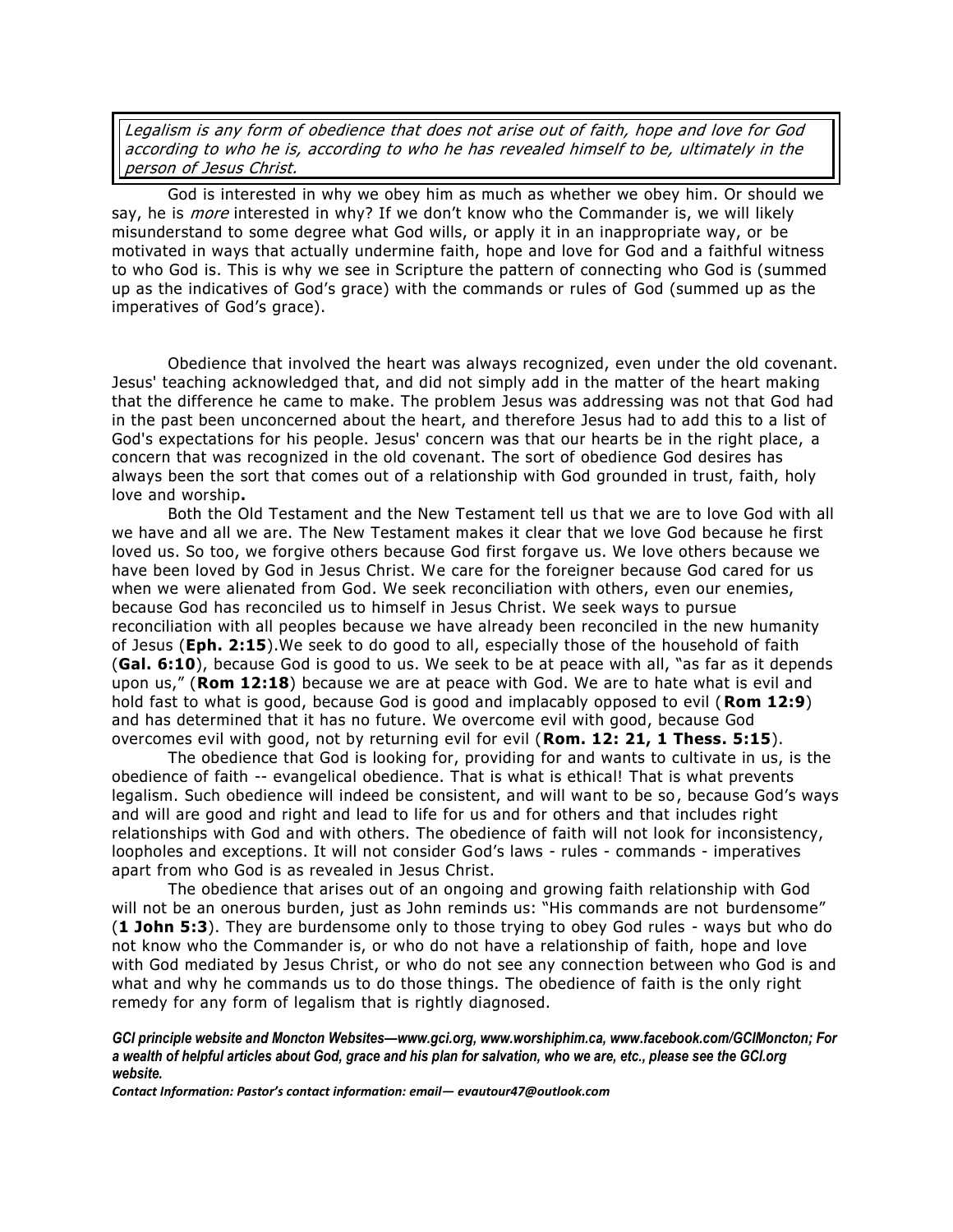> *Legalism is any form of obedience that does not arise out of faith, hope and love for God according to who he is, according to who he has revealed himself to be, ultimately in the person of Jesus Christ.*

God is interested in why we obey him as much as whether we obey him. Or should we say, he is *more* interested in why? If we don't know who the Commander is, we will likely misunderstand to some degree what God wills, or apply it in an inappropriate way, or be motivated in ways that actually undermine faith, hope and love for God and a faithful witness to who God is. This is why we see in Scripture the pattern of connecting who God is (summed up as the indicatives of God's grace) with the commands or rules of God (summed up as the imperatives of God's grace).

Obedience that involved the heart was always recognized, even under the old covenant. Jesus' teaching acknowledged that, and did not simply add in the matter of the heart making that the difference he came to make. The problem Jesus was addressing was not that God had in the past been unconcerned about the heart, and therefore Jesus had to add this to a list of God's expectations for his people. Jesus' concern was that our hearts be in the right place, a concern that was recognized in the old covenant. The sort of obedience God desires has always been the sort that comes out of a relationship with God grounded in trust, faith, holy love and worship**.**

Both the Old Testament and the New Testament tell us that we are to love God with all we have and all we are. The New Testament makes it clear that we love God because he first loved us. So too, we forgive others because God first forgave us. We love others because we have been loved by God in Jesus Christ. We care for the foreigner because God cared for us when we were alienated from God. We seek reconciliation with others, even our enemies, because God has reconciled us to himself in Jesus Christ. We seek ways to pursue reconciliation with all peoples because we have already been reconciled in the new humanity of Jesus (**Eph. 2:15**).We seek to do good to all, especially those of the household of faith (**Gal. 6:10**), because God is good to us. We seek to be at peace with all, "as far as it depends upon us," (**Rom 12:18**) because we are at peace with God. We are to hate what is evil and hold fast to what is good, because God is good and implacably opposed to evil (**Rom 12:9**) and has determined that it has no future. We overcome evil with good, because God overcomes evil with good, not by returning evil for evil (**Rom. 12: 21, 1 Thess. 5:15**).

The obedience that God is looking for, providing for and wants to cultivate in us, is the obedience of faith -- evangelical obedience. That is what is ethical! That is what prevents legalism. Such obedience will indeed be consistent, and will want to be so, because God's ways and will are good and right and lead to life for us and for others and that includes right relationships with God and with others. The obedience of faith will not look for inconsistency, loopholes and exceptions. It will not consider God's laws - rules - commands - imperatives apart from who God is as revealed in Jesus Christ.

The obedience that arises out of an ongoing and growing faith relationship with God will not be an onerous burden, just as John reminds us: "His commands are not burdensome" (**1 John 5:3**). They are burdensome only to those trying to obey God rules - ways but who do not know who the Commander is, or who do not have a relationship of faith, hope and love with God mediated by Jesus Christ, or who do not see any connection between who God is and what and why he commands us to do those things. The obedience of faith is the only right remedy for any form of legalism that is rightly diagnosed.

***GCI principle website and Moncton Websites—www.gci.org, www.worshiphim.ca, www.facebook.com/GCIMoncton; For a wealth of helpful articles about God, grace and his plan for salvation, who we are, etc., please see the GCI.org website.***

***Contact Information: Pastor's contact information: email— evautour47@outlook.com***